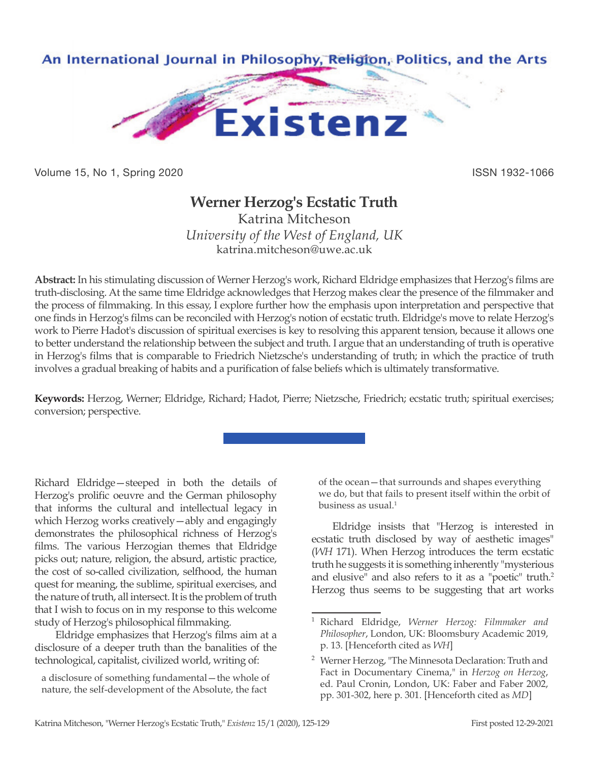# Werner Herzog's Ecstatic Truth

Katrina Mitcheson
*University of the West of England, UK*
katrina.mitcheson@uwe.ac.uk

**Abstract:** In his stimulating discussion of Werner Herzog's work, Richard Eldridge emphasizes that Herzog's films are truth-disclosing. At the same time Eldridge acknowledges that Herzog makes clear the presence of the filmmaker and the process of filmmaking. In this essay, I explore further how the emphasis upon interpretation and perspective that one finds in Herzog's films can be reconciled with Herzog's notion of ecstatic truth. Eldridge's move to relate Herzog's work to Pierre Hadot's discussion of spiritual exercises is key to resolving this apparent tension, because it allows one to better understand the relationship between the subject and truth. I argue that an understanding of truth is operative in Herzog's films that is comparable to Friedrich Nietzsche's understanding of truth; in which the practice of truth involves a gradual breaking of habits and a purification of false beliefs which is ultimately transformative.

**Keywords:** Herzog, Werner; Eldridge, Richard; Hadot, Pierre; Nietzsche, Friedrich; ecstatic truth; spiritual exercises; conversion; perspective.

---

Richard Eldridge—steeped in both the details of Herzog's prolific oeuvre and the German philosophy that informs the cultural and intellectual legacy in which Herzog works creatively—ably and engagingly demonstrates the philosophical richness of Herzog's films. The various Herzogian themes that Eldridge picks out; nature, religion, the absurd, artistic practice, the cost of so-called civilization, selfhood, the human quest for meaning, the sublime, spiritual exercises, and the nature of truth, all intersect. It is the problem of truth that I wish to focus on in my response to this welcome study of Herzog's philosophical filmmaking.

Eldridge emphasizes that Herzog's films aim at a disclosure of a deeper truth than the banalities of the technological, capitalist, civilized world, writing of:

> a disclosure of something fundamental—the whole of nature, the self-development of the Absolute, the fact of the ocean—that surrounds and shapes everything we do, but that fails to present itself within the orbit of business as usual.[1]

Eldridge insists that "Herzog is interested in ecstatic truth disclosed by way of aesthetic images" (*WH* 171). When Herzog introduces the term ecstatic truth he suggests it is something inherently "mysterious and elusive" and also refers to it as a "poetic" truth.[2] Herzog thus seems to be suggesting that art works

---

[1] Richard Eldridge, *Werner Herzog: Filmmaker and Philosopher*, London, UK: Bloomsbury Academic 2019, p. 13. [Henceforth cited as *WH*]

[2] Werner Herzog, "The Minnesota Declaration: Truth and Fact in Documentary Cinema," in *Herzog on Herzog*, ed. Paul Cronin, London, UK: Faber and Faber 2002, pp. 301-302, here p. 301. [Henceforth cited as *MD*]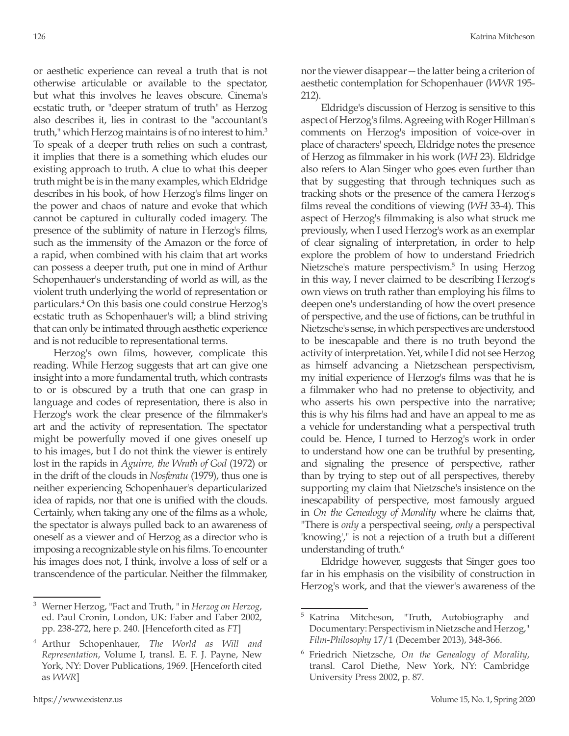or aesthetic experience can reveal a truth that is not otherwise articulable or available to the spectator, but what this involves he leaves obscure. Cinema's ecstatic truth, or "deeper stratum of truth" as Herzog also describes it, lies in contrast to the "accountant's truth," which Herzog maintains is of no interest to him.[3] To speak of a deeper truth relies on such a contrast, it implies that there is a something which eludes our existing approach to truth. A clue to what this deeper truth might be is in the many examples, which Eldridge describes in his book, of how Herzog's films linger on the power and chaos of nature and evoke that which cannot be captured in culturally coded imagery. The presence of the sublimity of nature in Herzog's films, such as the immensity of the Amazon or the force of a rapid, when combined with his claim that art works can possess a deeper truth, put one in mind of Arthur Schopenhauer's understanding of world as will, as the violent truth underlying the world of representation or particulars.[4] On this basis one could construe Herzog's ecstatic truth as Schopenhauer's will; a blind striving that can only be intimated through aesthetic experience and is not reducible to representational terms.

Herzog's own films, however, complicate this reading. While Herzog suggests that art can give one insight into a more fundamental truth, which contrasts to or is obscured by a truth that one can grasp in language and codes of representation, there is also in Herzog's work the clear presence of the filmmaker's art and the activity of representation. The spectator might be powerfully moved if one gives oneself up to his images, but I do not think the viewer is entirely lost in the rapids in *Aguirre, the Wrath of God* (1972) or in the drift of the clouds in *Nosferatu* (1979), thus one is neither experiencing Schopenhauer's departicularized idea of rapids, nor that one is unified with the clouds. Certainly, when taking any one of the films as a whole, the spectator is always pulled back to an awareness of oneself as a viewer and of Herzog as a director who is imposing a recognizable style on his films. To encounter his images does not, I think, involve a loss of self or a transcendence of the particular. Neither the filmmaker, nor the viewer disappear—the latter being a criterion of aesthetic contemplation for Schopenhauer (*WWR* 195-212).

Eldridge's discussion of Herzog is sensitive to this aspect of Herzog's films. Agreeing with Roger Hillman's comments on Herzog's imposition of voice-over in place of characters' speech, Eldridge notes the presence of Herzog as filmmaker in his work (*WH* 23). Eldridge also refers to Alan Singer who goes even further than that by suggesting that through techniques such as tracking shots or the presence of the camera Herzog's films reveal the conditions of viewing (*WH* 33-4). This aspect of Herzog's filmmaking is also what struck me previously, when I used Herzog's work as an exemplar of clear signaling of interpretation, in order to help explore the problem of how to understand Friedrich Nietzsche's mature perspectivism.[5] In using Herzog in this way, I never claimed to be describing Herzog's own views on truth rather than employing his films to deepen one's understanding of how the overt presence of perspective, and the use of fictions, can be truthful in Nietzsche's sense, in which perspectives are understood to be inescapable and there is no truth beyond the activity of interpretation. Yet, while I did not see Herzog as himself advancing a Nietzschean perspectivism, my initial experience of Herzog's films was that he is a filmmaker who had no pretense to objectivity, and who asserts his own perspective into the narrative; this is why his films had and have an appeal to me as a vehicle for understanding what a perspectival truth could be. Hence, I turned to Herzog's work in order to understand how one can be truthful by presenting, and signaling the presence of perspective, rather than by trying to step out of all perspectives, thereby supporting my claim that Nietzsche's insistence on the inescapability of perspective, most famously argued in *On the Genealogy of Morality* where he claims that, "There is *only* a perspectival seeing, *only* a perspectival 'knowing'," is not a rejection of a truth but a different understanding of truth.[6]

Eldridge however, suggests that Singer goes too far in his emphasis on the visibility of construction in Herzog's work, and that the viewer's awareness of the

---

[3] Werner Herzog, "Fact and Truth, " in *Herzog on Herzog*, ed. Paul Cronin, London, UK: Faber and Faber 2002, pp. 238-272, here p. 240. [Henceforth cited as *FT*]

[4] Arthur Schopenhauer, *The World as Will and Representation*, Volume I, transl. E. F. J. Payne, New York, NY: Dover Publications, 1969. [Henceforth cited as *WWR*]

[5] Katrina Mitcheson, "Truth, Autobiography and Documentary: Perspectivism in Nietzsche and Herzog," *Film-Philosophy* 17/1 (December 2013), 348-366.

[6] Friedrich Nietzsche, *On the Genealogy of Morality*, transl. Carol Diethe, New York, NY: Cambridge University Press 2002, p. 87.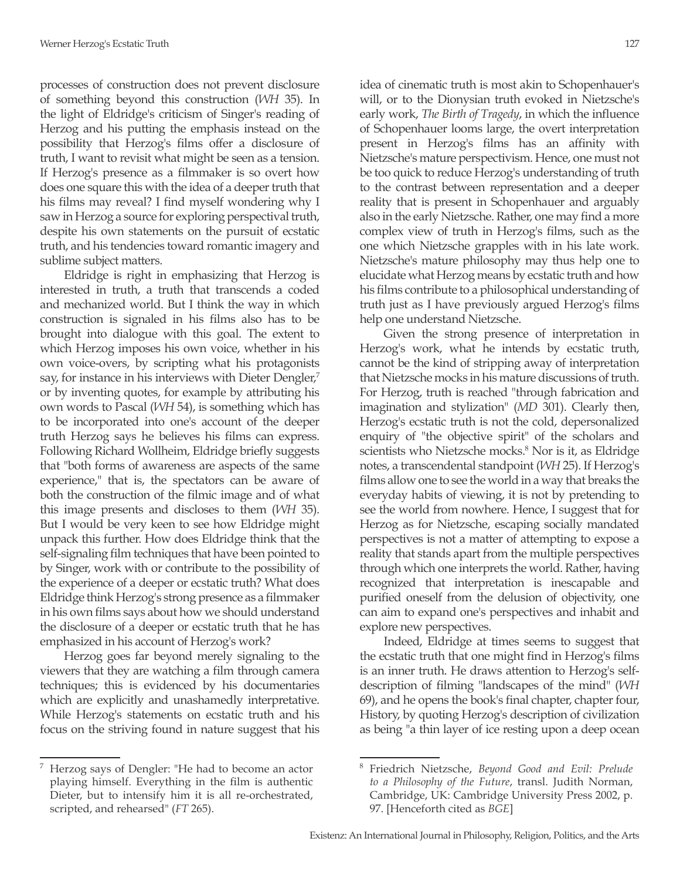processes of construction does not prevent disclosure of something beyond this construction (*WH* 35). In the light of Eldridge's criticism of Singer's reading of Herzog and his putting the emphasis instead on the possibility that Herzog's films offer a disclosure of truth, I want to revisit what might be seen as a tension. If Herzog's presence as a filmmaker is so overt how does one square this with the idea of a deeper truth that his films may reveal? I find myself wondering why I saw in Herzog a source for exploring perspectival truth, despite his own statements on the pursuit of ecstatic truth, and his tendencies toward romantic imagery and sublime subject matters.

Eldridge is right in emphasizing that Herzog is interested in truth, a truth that transcends a coded and mechanized world. But I think the way in which construction is signaled in his films also has to be brought into dialogue with this goal. The extent to which Herzog imposes his own voice, whether in his own voice-overs, by scripting what his protagonists say, for instance in his interviews with Dieter Dengler,[7] or by inventing quotes, for example by attributing his own words to Pascal (*WH* 54), is something which has to be incorporated into one's account of the deeper truth Herzog says he believes his films can express. Following Richard Wollheim, Eldridge briefly suggests that "both forms of awareness are aspects of the same experience," that is, the spectators can be aware of both the construction of the filmic image and of what this image presents and discloses to them (*WH* 35). But I would be very keen to see how Eldridge might unpack this further. How does Eldridge think that the self-signaling film techniques that have been pointed to by Singer, work with or contribute to the possibility of the experience of a deeper or ecstatic truth? What does Eldridge think Herzog's strong presence as a filmmaker in his own films says about how we should understand the disclosure of a deeper or ecstatic truth that he has emphasized in his account of Herzog's work?

Herzog goes far beyond merely signaling to the viewers that they are watching a film through camera techniques; this is evidenced by his documentaries which are explicitly and unashamedly interpretative. While Herzog's statements on ecstatic truth and his focus on the striving found in nature suggest that his idea of cinematic truth is most akin to Schopenhauer's will, or to the Dionysian truth evoked in Nietzsche's early work, *The Birth of Tragedy*, in which the influence of Schopenhauer looms large, the overt interpretation present in Herzog's films has an affinity with Nietzsche's mature perspectivism. Hence, one must not be too quick to reduce Herzog's understanding of truth to the contrast between representation and a deeper reality that is present in Schopenhauer and arguably also in the early Nietzsche. Rather, one may find a more complex view of truth in Herzog's films, such as the one which Nietzsche grapples with in his late work. Nietzsche's mature philosophy may thus help one to elucidate what Herzog means by ecstatic truth and how his films contribute to a philosophical understanding of truth just as I have previously argued Herzog's films help one understand Nietzsche.

Given the strong presence of interpretation in Herzog's work, what he intends by ecstatic truth, cannot be the kind of stripping away of interpretation that Nietzsche mocks in his mature discussions of truth. For Herzog, truth is reached "through fabrication and imagination and stylization" (*MD* 301). Clearly then, Herzog's ecstatic truth is not the cold, depersonalized enquiry of "the objective spirit" of the scholars and scientists who Nietzsche mocks.[8] Nor is it, as Eldridge notes, a transcendental standpoint (*WH* 25). If Herzog's films allow one to see the world in a way that breaks the everyday habits of viewing, it is not by pretending to see the world from nowhere. Hence, I suggest that for Herzog as for Nietzsche, escaping socially mandated perspectives is not a matter of attempting to expose a reality that stands apart from the multiple perspectives through which one interprets the world. Rather, having recognized that interpretation is inescapable and purified oneself from the delusion of objectivity, one can aim to expand one's perspectives and inhabit and explore new perspectives.

Indeed, Eldridge at times seems to suggest that the ecstatic truth that one might find in Herzog's films is an inner truth. He draws attention to Herzog's self-description of filming "landscapes of the mind" (*WH* 69), and he opens the book's final chapter, chapter four, History, by quoting Herzog's description of civilization as being "a thin layer of ice resting upon a deep ocean

---

[7] Herzog says of Dengler: "He had to become an actor playing himself. Everything in the film is authentic Dieter, but to intensify him it is all re-orchestrated, scripted, and rehearsed" (*FT* 265).

[8] Friedrich Nietzsche, *Beyond Good and Evil: Prelude to a Philosophy of the Future*, transl. Judith Norman, Cambridge, UK: Cambridge University Press 2002, p. 97. [Henceforth cited as *BGE*]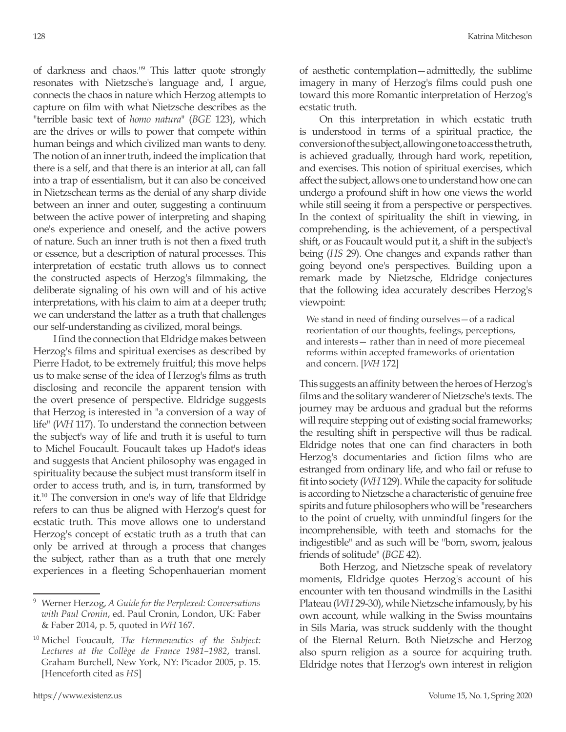of darkness and chaos."[9] This latter quote strongly resonates with Nietzsche's language and, I argue, connects the chaos in nature which Herzog attempts to capture on film with what Nietzsche describes as the "terrible basic text of *homo natura*" (*BGE* 123), which are the drives or wills to power that compete within human beings and which civilized man wants to deny. The notion of an inner truth, indeed the implication that there is a self, and that there is an interior at all, can fall into a trap of essentialism, but it can also be conceived in Nietzschean terms as the denial of any sharp divide between an inner and outer, suggesting a continuum between the active power of interpreting and shaping one's experience and oneself, and the active powers of nature. Such an inner truth is not then a fixed truth or essence, but a description of natural processes. This interpretation of ecstatic truth allows us to connect the constructed aspects of Herzog's filmmaking, the deliberate signaling of his own will and of his active interpretations, with his claim to aim at a deeper truth; we can understand the latter as a truth that challenges our self-understanding as civilized, moral beings.

I find the connection that Eldridge makes between Herzog's films and spiritual exercises as described by Pierre Hadot, to be extremely fruitful; this move helps us to make sense of the idea of Herzog's films as truth disclosing and reconcile the apparent tension with the overt presence of perspective. Eldridge suggests that Herzog is interested in "a conversion of a way of life" (*WH* 117). To understand the connection between the subject's way of life and truth it is useful to turn to Michel Foucault. Foucault takes up Hadot's ideas and suggests that Ancient philosophy was engaged in spirituality because the subject must transform itself in order to access truth, and is, in turn, transformed by it.[10] The conversion in one's way of life that Eldridge refers to can thus be aligned with Herzog's quest for ecstatic truth. This move allows one to understand Herzog's concept of ecstatic truth as a truth that can only be arrived at through a process that changes the subject, rather than as a truth that one merely experiences in a fleeting Schopenhauerian moment of aesthetic contemplation—admittedly, the sublime imagery in many of Herzog's films could push one toward this more Romantic interpretation of Herzog's ecstatic truth.

On this interpretation in which ecstatic truth is understood in terms of a spiritual practice, the conversion of the subject, allowing one to access the truth, is achieved gradually, through hard work, repetition, and exercises. This notion of spiritual exercises, which affect the subject, allows one to understand how one can undergo a profound shift in how one views the world while still seeing it from a perspective or perspectives. In the context of spirituality the shift in viewing, in comprehending, is the achievement, of a perspectival shift, or as Foucault would put it, a shift in the subject's being (*HS* 29). One changes and expands rather than going beyond one's perspectives. Building upon a remark made by Nietzsche, Eldridge conjectures that the following idea accurately describes Herzog's viewpoint:

> We stand in need of finding ourselves—of a radical reorientation of our thoughts, feelings, perceptions, and interests— rather than in need of more piecemeal reforms within accepted frameworks of orientation and concern. [*WH* 172]

This suggests an affinity between the heroes of Herzog's films and the solitary wanderer of Nietzsche's texts. The journey may be arduous and gradual but the reforms will require stepping out of existing social frameworks; the resulting shift in perspective will thus be radical. Eldridge notes that one can find characters in both Herzog's documentaries and fiction films who are estranged from ordinary life, and who fail or refuse to fit into society (*WH* 129). While the capacity for solitude is according to Nietzsche a characteristic of genuine free spirits and future philosophers who will be "researchers to the point of cruelty, with unmindful fingers for the incomprehensible, with teeth and stomachs for the indigestible" and as such will be "born, sworn, jealous friends of solitude" (*BGE* 42).

Both Herzog, and Nietzsche speak of revelatory moments, Eldridge quotes Herzog's account of his encounter with ten thousand windmills in the Lasithi Plateau (*WH* 29-30), while Nietzsche infamously, by his own account, while walking in the Swiss mountains in Sils Maria, was struck suddenly with the thought of the Eternal Return. Both Nietzsche and Herzog also spurn religion as a source for acquiring truth. Eldridge notes that Herzog's own interest in religion

---

[9] Werner Herzog, *A Guide for the Perplexed: Conversations with Paul Cronin*, ed. Paul Cronin, London, UK: Faber & Faber 2014, p. 5, quoted in *WH* 167.

[10] Michel Foucault, *The Hermeneutics of the Subject: Lectures at the Collège de France 1981–1982*, transl. Graham Burchell, New York, NY: Picador 2005, p. 15. [Henceforth cited as *HS*]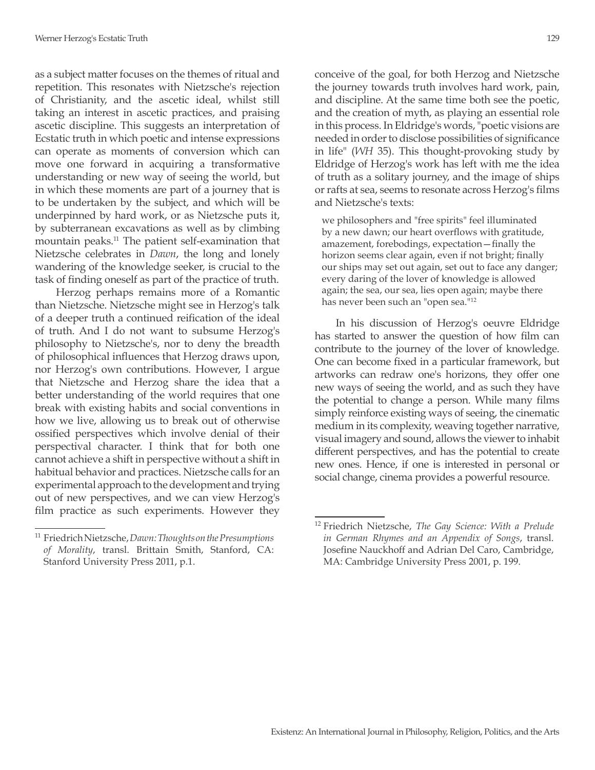as a subject matter focuses on the themes of ritual and repetition. This resonates with Nietzsche's rejection of Christianity, and the ascetic ideal, whilst still taking an interest in ascetic practices, and praising ascetic discipline. This suggests an interpretation of Ecstatic truth in which poetic and intense expressions can operate as moments of conversion which can move one forward in acquiring a transformative understanding or new way of seeing the world, but in which these moments are part of a journey that is to be undertaken by the subject, and which will be underpinned by hard work, or as Nietzsche puts it, by subterranean excavations as well as by climbing mountain peaks.[11] The patient self-examination that Nietzsche celebrates in *Dawn*, the long and lonely wandering of the knowledge seeker, is crucial to the task of finding oneself as part of the practice of truth.

Herzog perhaps remains more of a Romantic than Nietzsche. Nietzsche might see in Herzog's talk of a deeper truth a continued reification of the ideal of truth. And I do not want to subsume Herzog's philosophy to Nietzsche's, nor to deny the breadth of philosophical influences that Herzog draws upon, nor Herzog's own contributions. However, I argue that Nietzsche and Herzog share the idea that a better understanding of the world requires that one break with existing habits and social conventions in how we live, allowing us to break out of otherwise ossified perspectives which involve denial of their perspectival character. I think that for both one cannot achieve a shift in perspective without a shift in habitual behavior and practices. Nietzsche calls for an experimental approach to the development and trying out of new perspectives, and we can view Herzog's film practice as such experiments. However they conceive of the goal, for both Herzog and Nietzsche the journey towards truth involves hard work, pain, and discipline. At the same time both see the poetic, and the creation of myth, as playing an essential role in this process. In Eldridge's words, "poetic visions are needed in order to disclose possibilities of significance in life" (*WH* 35). This thought-provoking study by Eldridge of Herzog's work has left with me the idea of truth as a solitary journey, and the image of ships or rafts at sea, seems to resonate across Herzog's films and Nietzsche's texts:

> we philosophers and "free spirits" feel illuminated by a new dawn; our heart overflows with gratitude, amazement, forebodings, expectation—finally the horizon seems clear again, even if not bright; finally our ships may set out again, set out to face any danger; every daring of the lover of knowledge is allowed again; the sea, our sea, lies open again; maybe there has never been such an "open sea."[12]

In his discussion of Herzog's oeuvre Eldridge has started to answer the question of how film can contribute to the journey of the lover of knowledge. One can become fixed in a particular framework, but artworks can redraw one's horizons, they offer one new ways of seeing the world, and as such they have the potential to change a person. While many films simply reinforce existing ways of seeing, the cinematic medium in its complexity, weaving together narrative, visual imagery and sound, allows the viewer to inhabit different perspectives, and has the potential to create new ones. Hence, if one is interested in personal or social change, cinema provides a powerful resource.

---

[11] Friedrich Nietzsche, *Dawn: Thoughts on the Presumptions of Morality*, transl. Brittain Smith, Stanford, CA: Stanford University Press 2011, p.1.

[12] Friedrich Nietzsche, *The Gay Science: With a Prelude in German Rhymes and an Appendix of Songs*, transl. Josefine Nauckhoff and Adrian Del Caro, Cambridge, MA: Cambridge University Press 2001, p. 199.